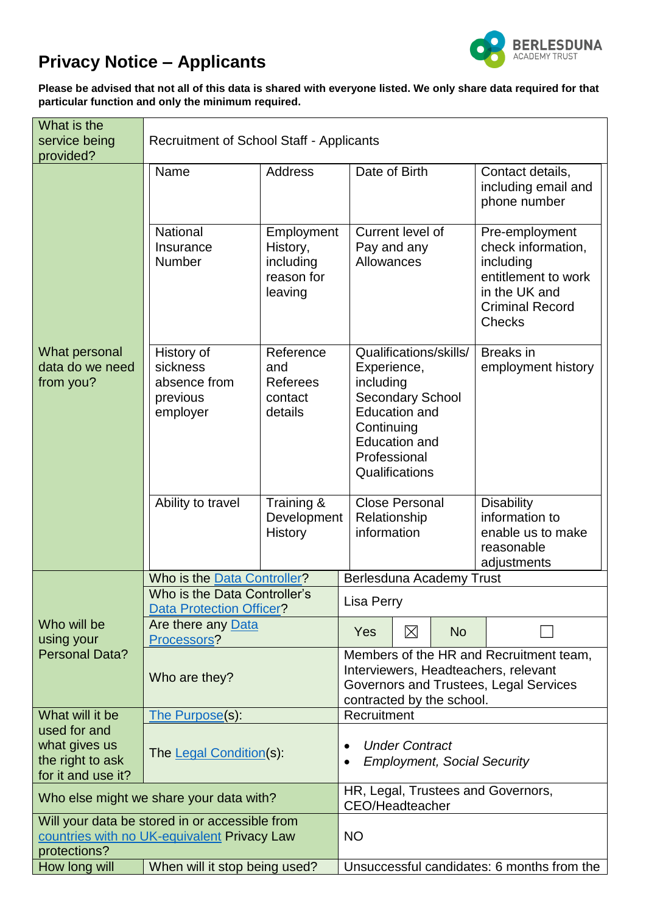# Privacy Notice – Applicants

BERLESDUNA ACADEMY TRUST

**Please be advised that not all of this data is shared with everyone listed. We only share data required for that particular function and only the minimum required.**

| What is the service being provided? | Recruitment of School Staff - Applicants | | | |
|---|---|---|---|---|
| What personal data do we need from you? | Name | Address | Date of Birth | Contact details, including email and phone number |
| | National Insurance Number | Employment History, including reason for leaving | Current level of Pay and any Allowances | Pre-employment check information, including entitlement to work in the UK and Criminal Record Checks |
| | History of sickness absence from previous employer | Reference and Referees contact details | Qualifications/skills/ Experience, including Secondary School Education and Continuing Education and Professional Qualifications | Breaks in employment history |
| | Ability to travel | Training & Development History | Close Personal Relationship information | Disability information to enable us to make reasonable adjustments |

| | | |
|---|---|---|
| Who will be using your Personal Data? | Who is the Data Controller? | Berlesduna Academy Trust |
| | Who is the Data Controller's Data Protection Officer? | Lisa Perry |
| | Are there any Data Processors? | Yes ☒ No ☐ |
| | Who are they? | Members of the HR and Recruitment team, Interviewers, Headteachers, relevant Governors and Trustees, Legal Services contracted by the school. |
| What will it be used for and what gives us the right to ask for it and use it? | The Purpose(s): | Recruitment |
| | The Legal Condition(s): | • *Under Contract*<br>• *Employment, Social Security* |
| Who else might we share your data with? | | HR, Legal, Trustees and Governors, CEO/Headteacher |
| Will your data be stored in or accessible from countries with no UK-equivalent Privacy Law protections? | | NO |
| How long will | When will it stop being used? | Unsuccessful candidates: 6 months from the |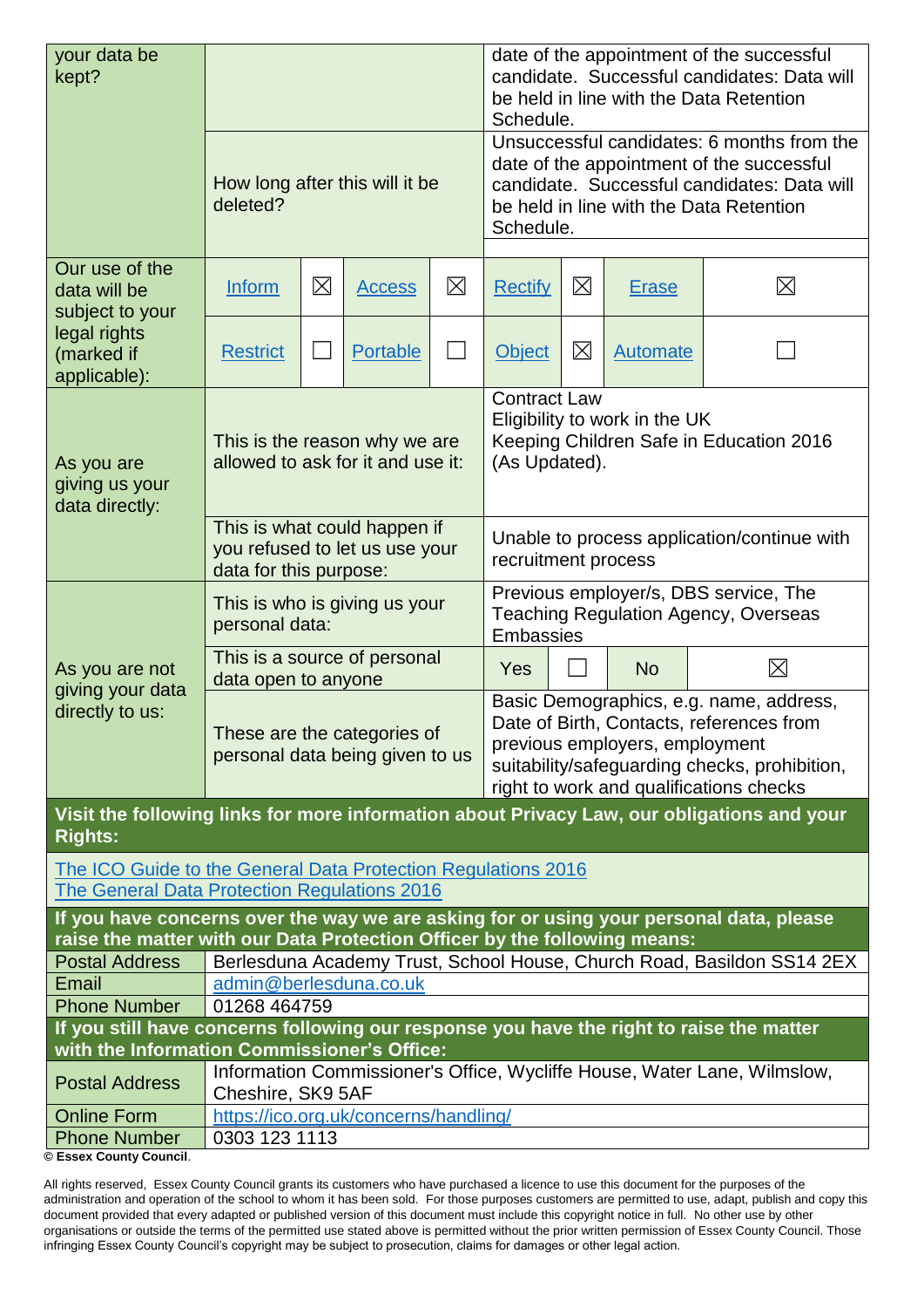| | | | | | | | | |
|---|---|---|---|---|---|---|---|---|
| your data be kept? | | | | | date of the appointment of the successful candidate. Successful candidates: Data will be held in line with the Data Retention Schedule. | | | |
| | How long after this will it be deleted? | | | | Unsuccessful candidates: 6 months from the date of the appointment of the successful candidate. Successful candidates: Data will be held in line with the Data Retention Schedule. | | | |
| Our use of the data will be subject to your legal rights (marked if applicable): | Inform | ☒ | Access | ☒ | Rectify | ☒ | Erase | ☒ |
| | Restrict | ☐ | Portable | ☐ | Object | ☒ | Automate | ☐ |
| As you are giving us your data directly: | This is the reason why we are allowed to ask for it and use it: | | | | Contract Law<br>Eligibility to work in the UK<br>Keeping Children Safe in Education 2016 (As Updated). | | | |
| | This is what could happen if you refused to let us use your data for this purpose: | | | | Unable to process application/continue with recruitment process | | | |
| As you are not giving your data directly to us: | This is who is giving us your personal data: | | | | Previous employer/s, DBS service, The Teaching Regulation Agency, Overseas Embassies | | | |
| | This is a source of personal data open to anyone | | | | Yes | ☐ | No | ☒ |
| | These are the categories of personal data being given to us | | | | Basic Demographics, e.g. name, address, Date of Birth, Contacts, references from previous employers, employment suitability/safeguarding checks, prohibition, right to work and qualifications checks | | | |

**Visit the following links for more information about Privacy Law, our obligations and your Rights:**

[The ICO Guide to the General Data Protection Regulations 2016](#)
[The General Data Protection Regulations 2016](#)

**If you have concerns over the way we are asking for or using your personal data, please raise the matter with our Data Protection Officer by the following means:**

| | |
|---|---|
| Postal Address | Berlesduna Academy Trust, School House, Church Road, Basildon SS14 2EX |
| Email | admin@berlesduna.co.uk |
| Phone Number | 01268 464759 |

**If you still have concerns following our response you have the right to raise the matter with the Information Commissioner's Office:**

| | |
|---|---|
| Postal Address | Information Commissioner's Office, Wycliffe House, Water Lane, Wilmslow, Cheshire, SK9 5AF |
| Online Form | https://ico.org.uk/concerns/handling/ |
| Phone Number | 0303 123 1113 |

**© Essex County Council**.

All rights reserved, Essex County Council grants its customers who have purchased a licence to use this document for the purposes of the administration and operation of the school to whom it has been sold. For those purposes customers are permitted to use, adapt, publish and copy this document provided that every adapted or published version of this document must include this copyright notice in full. No other use by other organisations or outside the terms of the permitted use stated above is permitted without the prior written permission of Essex County Council. Those infringing Essex County Council's copyright may be subject to prosecution, claims for damages or other legal action.